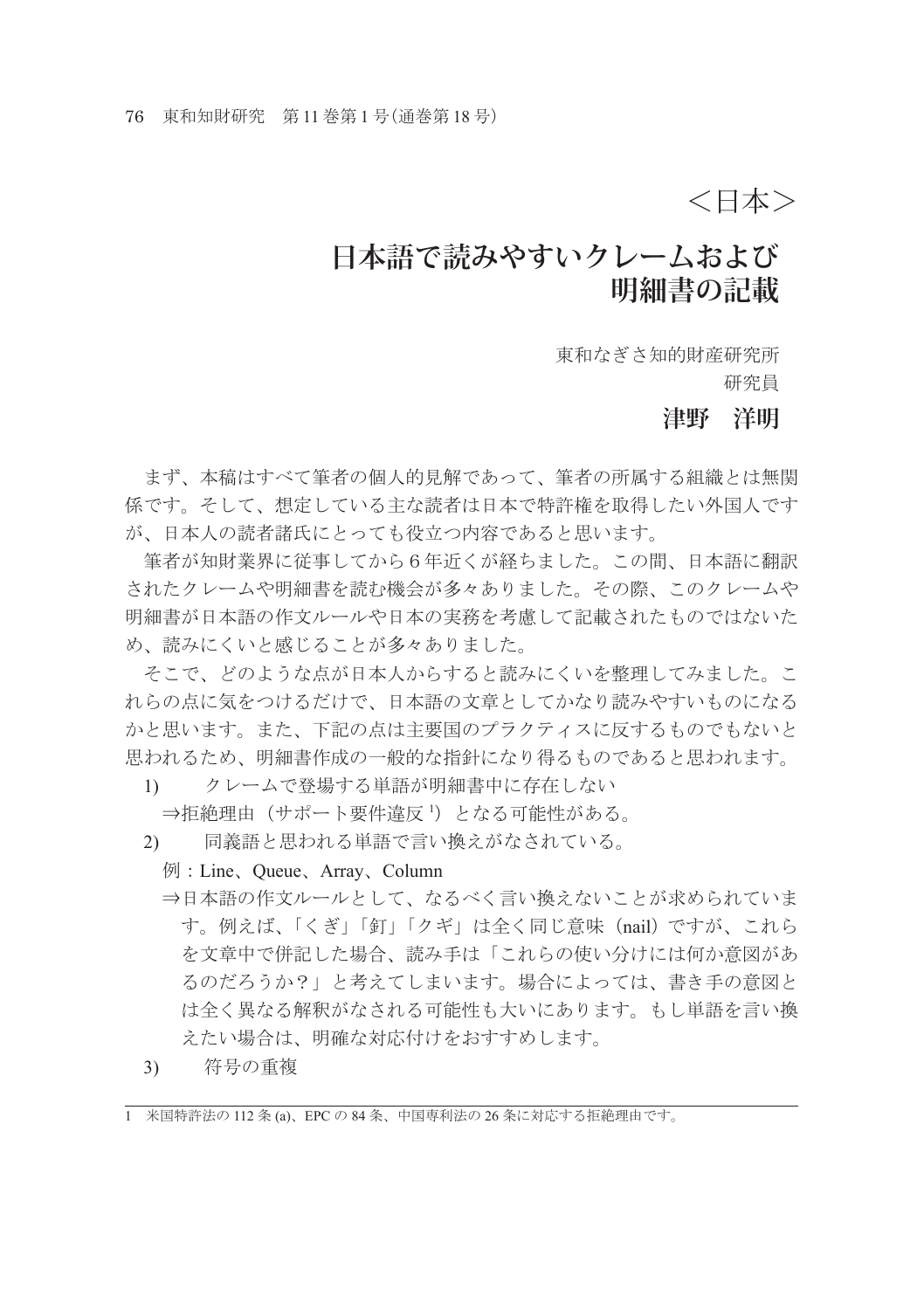＜日本＞

# 日本語で読みやすいクレームおよび明細書の記載

東和なぎさ知的財産研究所
研究員

**津野　洋明**

まず、本稿はすべて筆者の個人的見解であって、筆者の所属する組織とは無関係です。そして、想定している主な読者は日本で特許権を取得したい外国人ですが、日本人の読者諸氏にとっても役立つ内容であると思います。

筆者が知財業界に従事してから6年近くが経ちました。この間、日本語に翻訳されたクレームや明細書を読む機会が多々ありました。その際、このクレームや明細書が日本語の作文ルールや日本の実務を考慮して記載されたものではないため、読みにくいと感じることが多々ありました。

そこで、どのような点が日本人からすると読みにくいを整理してみました。これらの点に気をつけるだけで、日本語の文章としてかなり読みやすいものになるかと思います。また、下記の点は主要国のプラクティスに反するものでもないと思われるため、明細書作成の一般的な指針になり得るものであると思われます。

1) クレームで登場する単語が明細書中に存在しない
⇒拒絶理由（サポート要件違反[1]）となる可能性がある。

2) 同義語と思われる単語で言い換えがなされている。
例：Line、Queue、Array、Column
⇒日本語の作文ルールとして、なるべく言い換えないことが求められています。例えば、「くぎ」「釘」「クギ」は全く同じ意味（nail）ですが、これらを文章中で併記した場合、読み手は「これらの使い分けには何か意図があるのだろうか？」と考えてしまいます。場合によっては、書き手の意図とは全く異なる解釈がなされる可能性も大いにあります。もし単語を言い換えたい場合は、明確な対応付けをおすすめします。

3) 符号の重複

---

1　米国特許法の112条(a)、EPCの84条、中国専利法の26条に対応する拒絶理由です。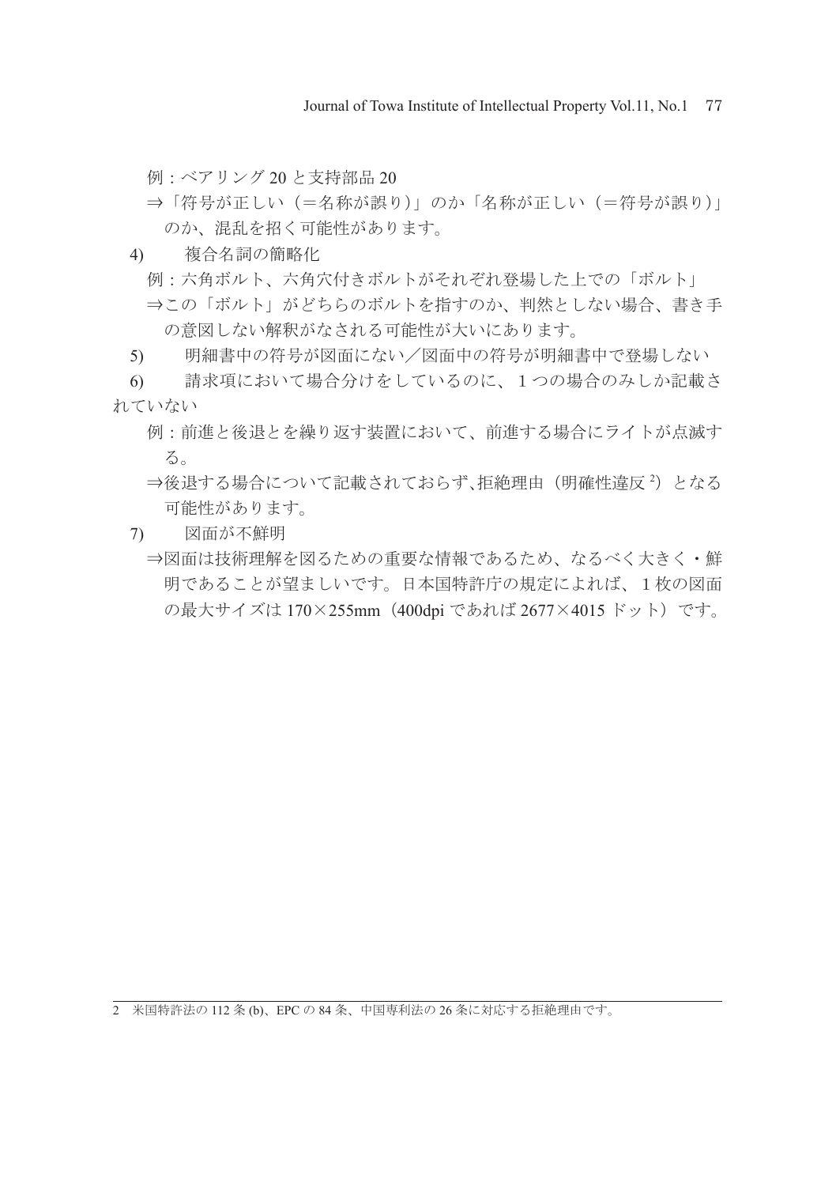例：ベアリング 20 と支持部品 20

⇒「符号が正しい（＝名称が誤り）」のか「名称が正しい（＝符号が誤り）」のか、混乱を招く可能性があります。

4)　複合名詞の簡略化

例：六角ボルト、六角穴付きボルトがそれぞれ登場した上での「ボルト」

⇒この「ボルト」がどちらのボルトを指すのか、判然としない場合、書き手の意図しない解釈がなされる可能性が大いにあります。

5)　明細書中の符号が図面にない／図面中の符号が明細書中で登場しない

6)　請求項において場合分けをしているのに、１つの場合のみしか記載されていない

例：前進と後退とを繰り返す装置において、前進する場合にライトが点滅する。

⇒後退する場合について記載されておらず､拒絶理由（明確性違反[2]）となる可能性があります。

7)　図面が不鮮明

⇒図面は技術理解を図るための重要な情報であるため、なるべく大きく・鮮明であることが望ましいです。日本国特許庁の規定によれば、１枚の図面の最大サイズは 170×255mm（400dpi であれば 2677×4015 ドット）です。

---

2　米国特許法の 112 条 (b)、EPC の 84 条、中国専利法の 26 条に対応する拒絶理由です。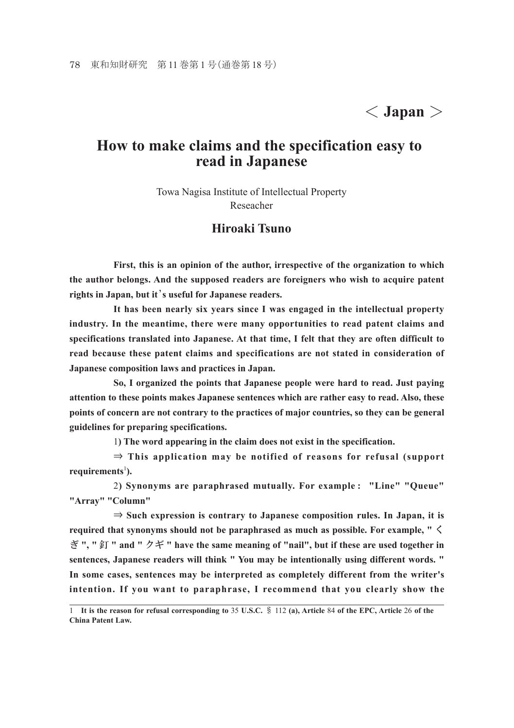# < Japan >

## How to make claims and the specification easy to read in Japanese

Towa Nagisa Institute of Intellectual Property
Reseacher

### Hiroaki Tsuno

**First, this is an opinion of the author, irrespective of the organization to which the author belongs. And the supposed readers are foreigners who wish to acquire patent rights in Japan, but it's useful for Japanese readers.**

**It has been nearly six years since I was engaged in the intellectual property industry. In the meantime, there were many opportunities to read patent claims and specifications translated into Japanese. At that time, I felt that they are often difficult to read because these patent claims and specifications are not stated in consideration of Japanese composition laws and practices in Japan.**

**So, I organized the points that Japanese people were hard to read. Just paying attention to these points makes Japanese sentences which are rather easy to read. Also, these points of concern are not contrary to the practices of major countries, so they can be general guidelines for preparing specifications.**

**1) The word appearing in the claim does not exist in the specification.**

**⇒ This application may be notified of reasons for refusal (support requirements[1]).**

**2) Synonyms are paraphrased mutually. For example : "Line" "Queue" "Array" "Column"**

**⇒ Such expression is contrary to Japanese composition rules. In Japan, it is required that synonyms should not be paraphrased as much as possible. For example, " くぎ ", " 釘 " and " クギ " have the same meaning of "nail", but if these are used together in sentences, Japanese readers will think " You may be intentionally using different words. " In some cases, sentences may be interpreted as completely different from the writer's intention. If you want to paraphrase, I recommend that you clearly show the**

---

1 **It is the reason for refusal corresponding to 35 U.S.C. § 112 (a), Article 84 of the EPC, Article 26 of the China Patent Law.**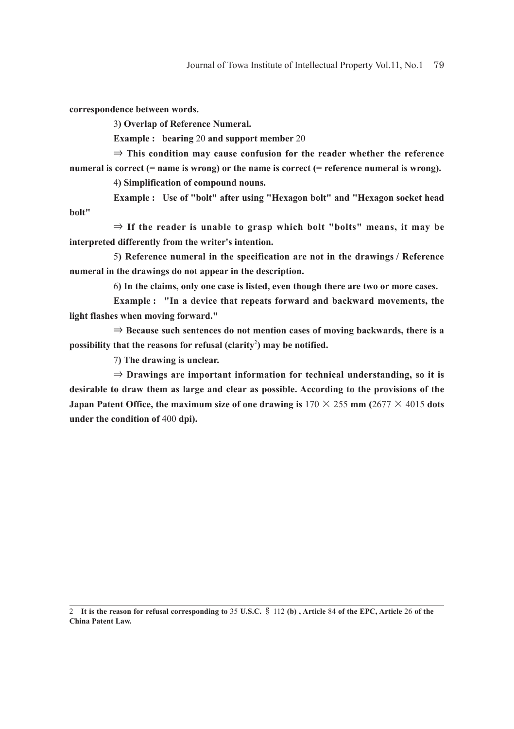**correspondence between words.**

**3) Overlap of Reference Numeral.**

**Example : bearing 20 and support member 20**

**⇒ This condition may cause confusion for the reader whether the reference numeral is correct (= name is wrong) or the name is correct (= reference numeral is wrong).**

**4) Simplification of compound nouns.**

**Example : Use of "bolt" after using "Hexagon bolt" and "Hexagon socket head bolt"**

**⇒ If the reader is unable to grasp which bolt "bolts" means, it may be interpreted differently from the writer's intention.**

**5) Reference numeral in the specification are not in the drawings / Reference numeral in the drawings do not appear in the description.**

**6) In the claims, only one case is listed, even though there are two or more cases.**

**Example : "In a device that repeats forward and backward movements, the light flashes when moving forward."**

**⇒ Because such sentences do not mention cases of moving backwards, there is a possibility that the reasons for refusal (clarity[2]) may be notified.**

**7) The drawing is unclear.**

**⇒ Drawings are important information for technical understanding, so it is desirable to draw them as large and clear as possible. According to the provisions of the Japan Patent Office, the maximum size of one drawing is 170 × 255 mm (2677 × 4015 dots under the condition of 400 dpi).**

---

2 **It is the reason for refusal corresponding to 35 U.S.C. § 112 (b) , Article 84 of the EPC, Article 26 of the China Patent Law.**